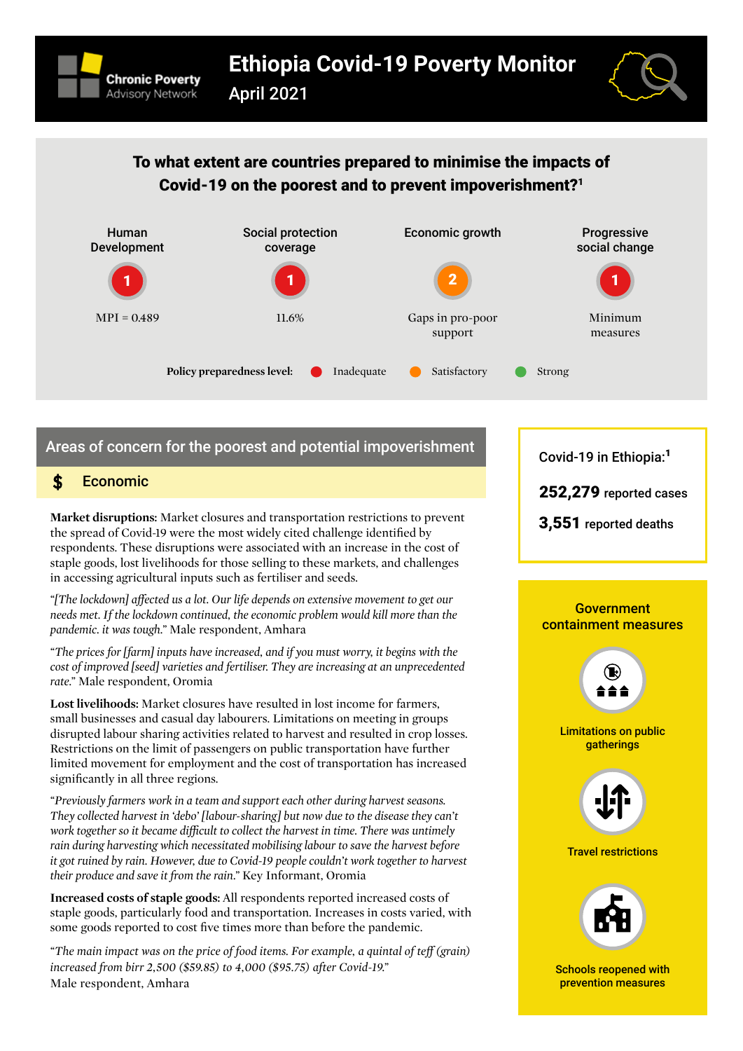Chronic Poverty Advisory Network

# Ethiopia Covid-19 Poverty Monitor

April 2021

## To what extent are countries prepared to minimise the impacts of Covid-19 on the poorest and to prevent impoverishment?[1]

| Human Development | Social protection coverage | Economic growth | Progressive social change |
|---|---|---|---|
| 1 | 1 | 2 | 1 |
| MPI = 0.489 | 11.6% | Gaps in pro-poor support | Minimum measures |

**Policy preparedness level:** 1 = Inadequate; 2 = Satisfactory; 3 = Strong

## Areas of concern for the poorest and potential impoverishment

### $ Economic

**Market disruptions:** Market closures and transportation restrictions to prevent the spread of Covid-19 were the most widely cited challenge identified by respondents. These disruptions were associated with an increase in the cost of staple goods, lost livelihoods for those selling to these markets, and challenges in accessing agricultural inputs such as fertiliser and seeds.

"*[The lockdown] affected us a lot. Our life depends on extensive movement to get our needs met. If the lockdown continued, the economic problem would kill more than the pandemic. it was tough.*" Male respondent, Amhara

"*The prices for [farm] inputs have increased, and if you must worry, it begins with the cost of improved [seed] varieties and fertiliser. They are increasing at an unprecedented rate.*" Male respondent, Oromia

**Lost livelihoods:** Market closures have resulted in lost income for farmers, small businesses and casual day labourers. Limitations on meeting in groups disrupted labour sharing activities related to harvest and resulted in crop losses. Restrictions on the limit of passengers on public transportation have further limited movement for employment and the cost of transportation has increased significantly in all three regions.

"*Previously farmers work in a team and support each other during harvest seasons. They collected harvest in 'debo' [labour-sharing] but now due to the disease they can't work together so it became difficult to collect the harvest in time. There was untimely rain during harvesting which necessitated mobilising labour to save the harvest before it got ruined by rain. However, due to Covid-19 people couldn't work together to harvest their produce and save it from the rain.*" Key Informant, Oromia

**Increased costs of staple goods:** All respondents reported increased costs of staple goods, particularly food and transportation. Increases in costs varied, with some goods reported to cost five times more than before the pandemic.

"*The main impact was on the price of food items. For example, a quintal of teff (grain) increased from birr 2,500 ($59.85) to 4,000 ($95.75) after Covid-19.*" Male respondent, Amhara

---

Covid-19 in Ethiopia:[1]

**252,279** reported cases

**3,551** reported deaths

---

### Government containment measures

- Limitations on public gatherings
- Travel restrictions
- Schools reopened with prevention measures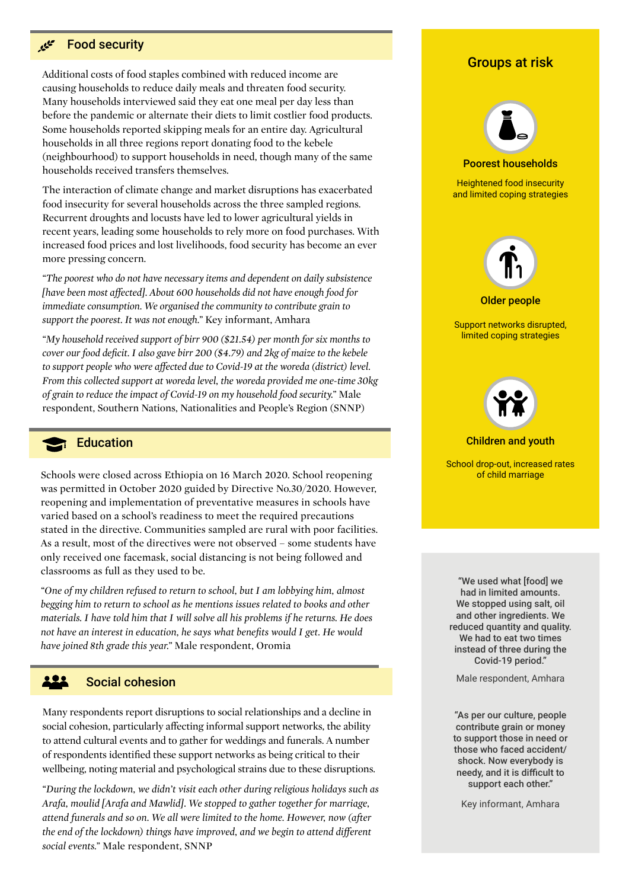## Food security

Additional costs of food staples combined with reduced income are causing households to reduce daily meals and threaten food security. Many households interviewed said they eat one meal per day less than before the pandemic or alternate their diets to limit costlier food products. Some households reported skipping meals for an entire day. Agricultural households in all three regions report donating food to the kebele (neighbourhood) to support households in need, though many of the same households received transfers themselves.

The interaction of climate change and market disruptions has exacerbated food insecurity for several households across the three sampled regions. Recurrent droughts and locusts have led to lower agricultural yields in recent years, leading some households to rely more on food purchases. With increased food prices and lost livelihoods, food security has become an ever more pressing concern.

"*The poorest who do not have necessary items and dependent on daily subsistence [have been most affected]. About 600 households did not have enough food for immediate consumption. We organised the community to contribute grain to support the poorest. It was not enough.*" Key informant, Amhara

"*My household received support of birr 900 ($21.54) per month for six months to cover our food deficit. I also gave birr 200 ($4.79) and 2kg of maize to the kebele to support people who were affected due to Covid-19 at the woreda (district) level. From this collected support at woreda level, the woreda provided me one-time 30kg of grain to reduce the impact of Covid-19 on my household food security.*" Male respondent, Southern Nations, Nationalities and People's Region (SNNP)

## Education

Schools were closed across Ethiopia on 16 March 2020. School reopening was permitted in October 2020 guided by Directive No.30/2020. However, reopening and implementation of preventative measures in schools have varied based on a school's readiness to meet the required precautions stated in the directive. Communities sampled are rural with poor facilities. As a result, most of the directives were not observed – some students have only received one facemask, social distancing is not being followed and classrooms as full as they used to be.

"*One of my children refused to return to school, but I am lobbying him, almost begging him to return to school as he mentions issues related to books and other materials. I have told him that I will solve all his problems if he returns. He does not have an interest in education, he says what benefits would I get. He would have joined 8th grade this year.*" Male respondent, Oromia

## Social cohesion

Many respondents report disruptions to social relationships and a decline in social cohesion, particularly affecting informal support networks, the ability to attend cultural events and to gather for weddings and funerals. A number of respondents identified these support networks as being critical to their wellbeing, noting material and psychological strains due to these disruptions.

"*During the lockdown, we didn't visit each other during religious holidays such as Arafa, moulid [Arafa and Mawlid]. We stopped to gather together for marriage, attend funerals and so on. We all were limited to the home. However, now (after the end of the lockdown) things have improved, and we begin to attend different social events.*" Male respondent, SNNP

## Groups at risk

**Poorest households**

Heightened food insecurity and limited coping strategies

**Older people**

Support networks disrupted, limited coping strategies

**Children and youth**

School drop-out, increased rates of child marriage

"We used what [food] we had in limited amounts. We stopped using salt, oil and other ingredients. We reduced quantity and quality. We had to eat two times instead of three during the Covid-19 period."

Male respondent, Amhara

"As per our culture, people contribute grain or money to support those in need or those who faced accident/shock. Now everybody is needy, and it is difficult to support each other."

Key informant, Amhara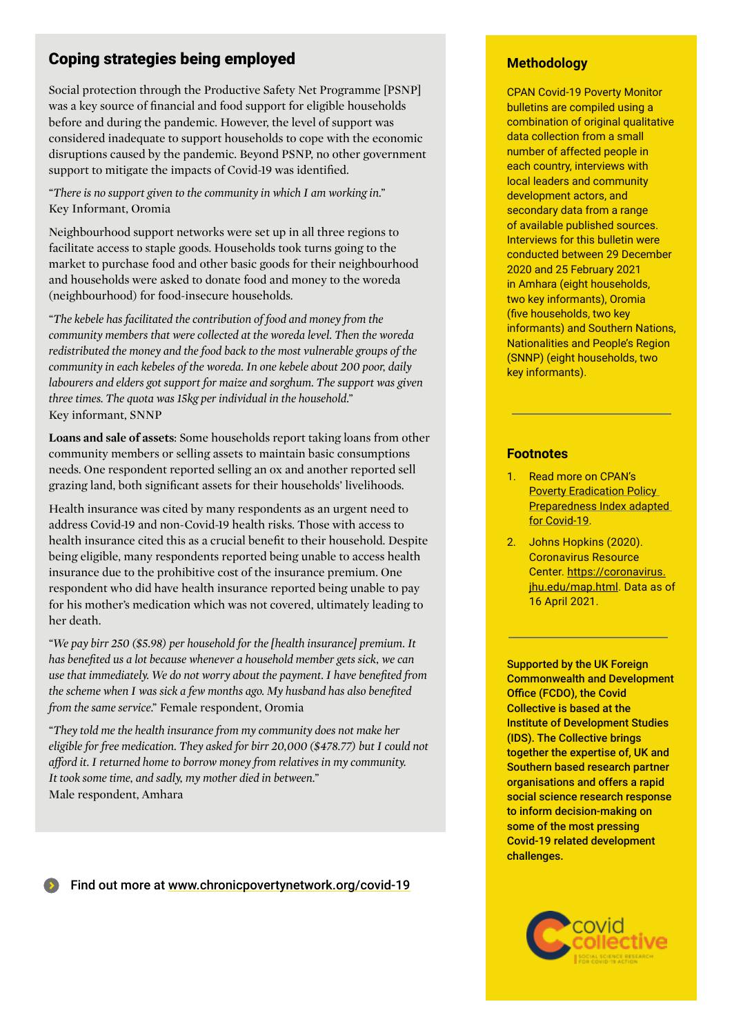## Coping strategies being employed

Social protection through the Productive Safety Net Programme [PSNP] was a key source of financial and food support for eligible households before and during the pandemic. However, the level of support was considered inadequate to support households to cope with the economic disruptions caused by the pandemic. Beyond PSNP, no other government support to mitigate the impacts of Covid-19 was identified.

"*There is no support given to the community in which I am working in.*"
Key Informant, Oromia

Neighbourhood support networks were set up in all three regions to facilitate access to staple goods. Households took turns going to the market to purchase food and other basic goods for their neighbourhood and households were asked to donate food and money to the woreda (neighbourhood) for food-insecure households.

"*The kebele has facilitated the contribution of food and money from the community members that were collected at the woreda level. Then the woreda redistributed the money and the food back to the most vulnerable groups of the community in each kebeles of the woreda. In one kebele about 200 poor, daily labourers and elders got support for maize and sorghum. The support was given three times. The quota was 15kg per individual in the household.*"
Key informant, SNNP

**Loans and sale of assets**: Some households report taking loans from other community members or selling assets to maintain basic consumptions needs. One respondent reported selling an ox and another reported sell grazing land, both significant assets for their households' livelihoods.

Health insurance was cited by many respondents as an urgent need to address Covid-19 and non-Covid-19 health risks. Those with access to health insurance cited this as a crucial benefit to their household. Despite being eligible, many respondents reported being unable to access health insurance due to the prohibitive cost of the insurance premium. One respondent who did have health insurance reported being unable to pay for his mother's medication which was not covered, ultimately leading to her death.

"*We pay birr 250 ($5.98) per household for the [health insurance] premium. It has benefited us a lot because whenever a household member gets sick, we can use that immediately. We do not worry about the payment. I have benefited from the scheme when I was sick a few months ago. My husband has also benefited from the same service.*" Female respondent, Oromia

"*They told me the health insurance from my community does not make her eligible for free medication. They asked for birr 20,000 ($478.77) but I could not afford it. I returned home to borrow money from relatives in my community. It took some time, and sadly, my mother died in between.*"
Male respondent, Amhara

Find out more at www.chronicpovertynetwork.org/covid-19

### Methodology

CPAN Covid-19 Poverty Monitor bulletins are compiled using a combination of original qualitative data collection from a small number of affected people in each country, interviews with local leaders and community development actors, and secondary data from a range of available published sources. Interviews for this bulletin were conducted between 29 December 2020 and 25 February 2021 in Amhara (eight households, two key informants), Oromia (five households, two key informants) and Southern Nations, Nationalities and People's Region (SNNP) (eight households, two key informants).

### Footnotes

1. Read more on CPAN's Poverty Eradication Policy Preparedness Index adapted for Covid-19.
2. Johns Hopkins (2020). Coronavirus Resource Center. https://coronavirus.jhu.edu/map.html. Data as of 16 April 2021.

**Supported by the UK Foreign Commonwealth and Development Office (FCDO), the Covid Collective is based at the Institute of Development Studies (IDS). The Collective brings together the expertise of, UK and Southern based research partner organisations and offers a rapid social science research response to inform decision-making on some of the most pressing Covid-19 related development challenges.**

covid collective
SOCIAL SCIENCE RESEARCH FOR COVID-19 ACTION